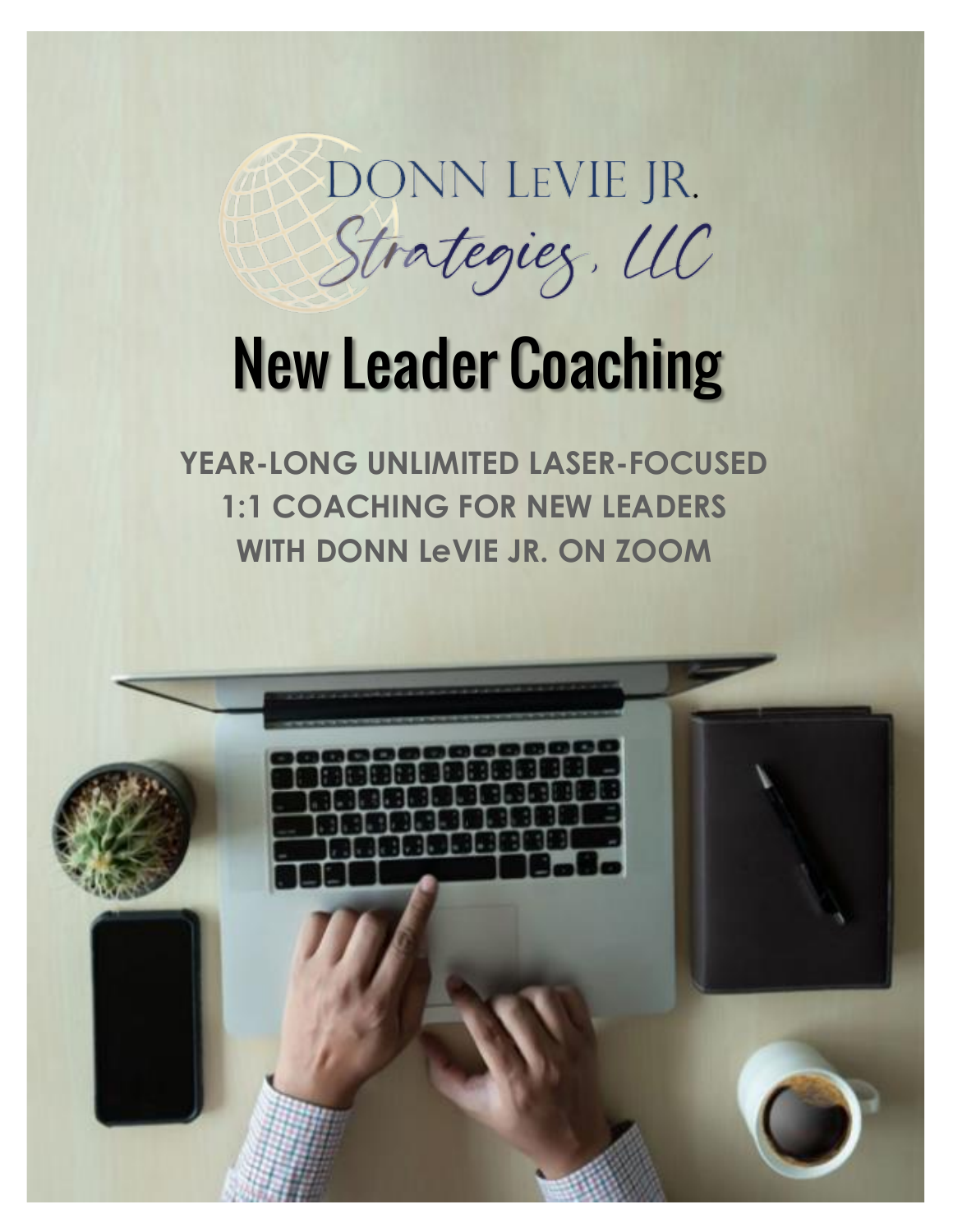DONN LeVIE JR.
Strategies, LLC

# New Leader Coaching

**YEAR-LONG UNLIMITED LASER-FOCUSED 1:1 COACHING FOR NEW LEADERS WITH DONN LeVIE JR. ON ZOOM**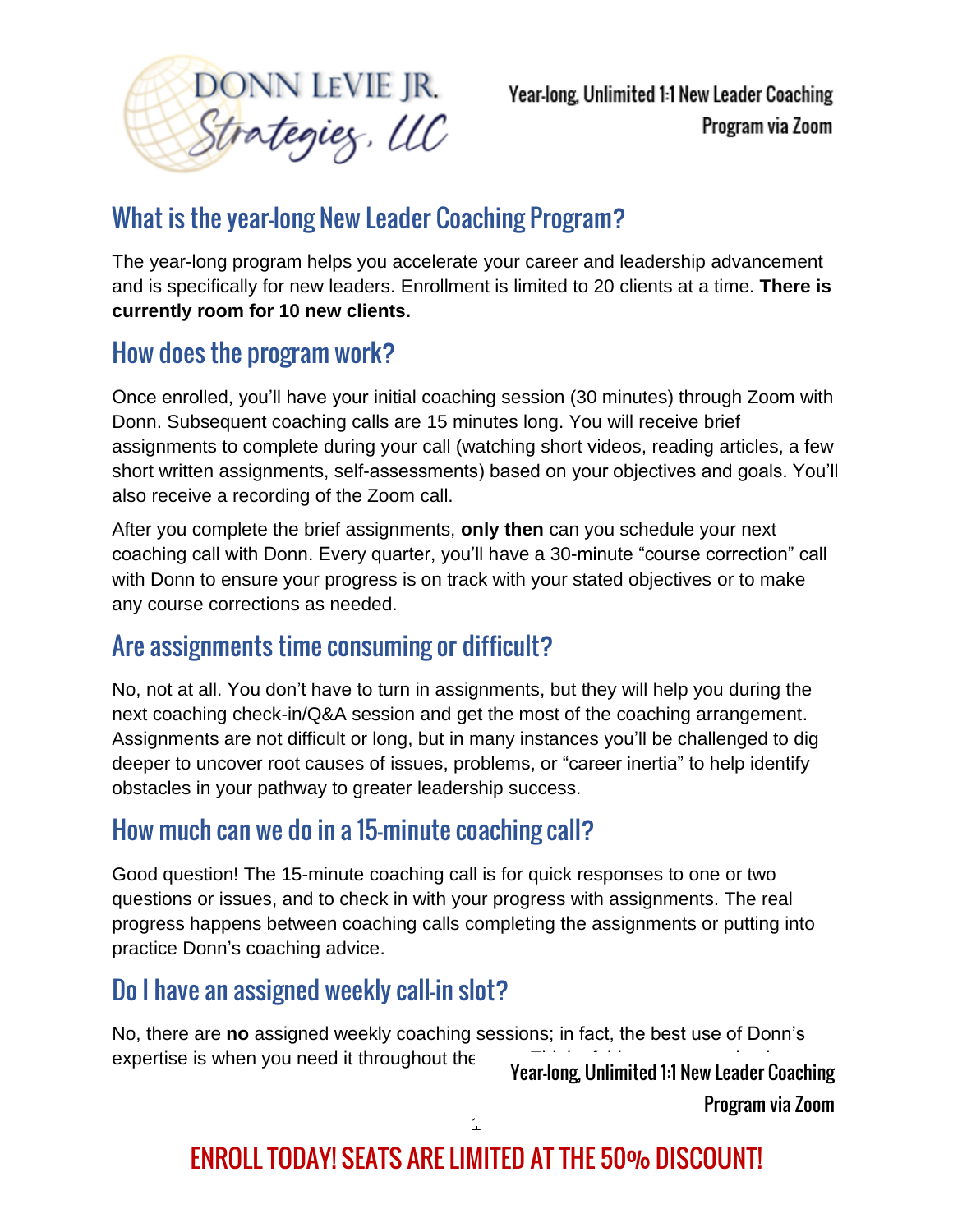# What is the year-long New Leader Coaching Program?

The year-long program helps you accelerate your career and leadership advancement and is specifically for new leaders. Enrollment is limited to 20 clients at a time. **There is currently room for 10 new clients.**

## How does the program work?

Once enrolled, you'll have your initial coaching session (30 minutes) through Zoom with Donn. Subsequent coaching calls are 15 minutes long. You will receive brief assignments to complete during your call (watching short videos, reading articles, a few short written assignments, self-assessments) based on your objectives and goals. You'll also receive a recording of the Zoom call.

After you complete the brief assignments, **only then** can you schedule your next coaching call with Donn. Every quarter, you'll have a 30-minute "course correction" call with Donn to ensure your progress is on track with your stated objectives or to make any course corrections as needed.

## Are assignments time consuming or difficult?

No, not at all. You don't have to turn in assignments, but they will help you during the next coaching check-in/Q&A session and get the most of the coaching arrangement. Assignments are not difficult or long, but in many instances you'll be challenged to dig deeper to uncover root causes of issues, problems, or "career inertia" to help identify obstacles in your pathway to greater leadership success.

## How much can we do in a 15-minute coaching call?

Good question! The 15-minute coaching call is for quick responses to one or two questions or issues, and to check in with your progress with assignments. The real progress happens between coaching calls completing the assignments or putting into practice Donn's coaching advice.

## Do I have an assigned weekly call-in slot?

No, there are **no** assigned weekly coaching sessions; in fact, the best use of Donn's expertise is when you need it throughout the

ENROLL TODAY! SEATS ARE LIMITED AT THE 50% DISCOUNT!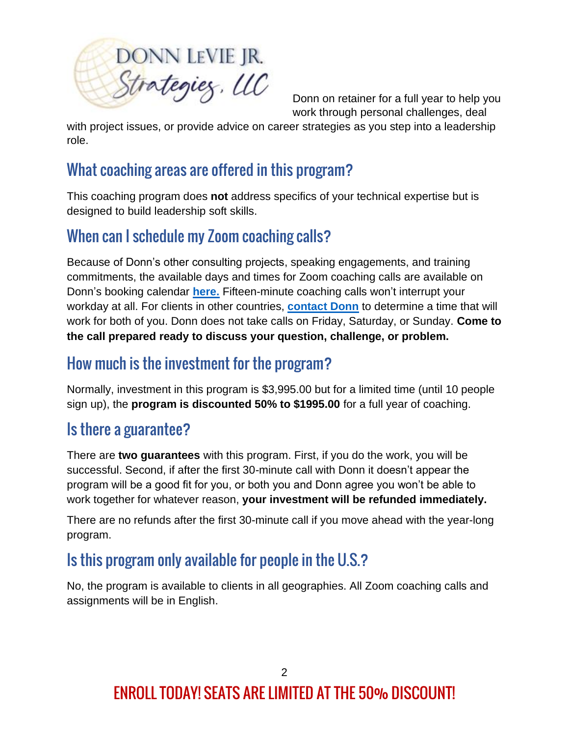Donn on retainer for a full year to help you work through personal challenges, deal with project issues, or provide advice on career strategies as you step into a leadership role.

## What coaching areas are offered in this program?

This coaching program does **not** address specifics of your technical expertise but is designed to build leadership soft skills.

## When can I schedule my Zoom coaching calls?

Because of Donn's other consulting projects, speaking engagements, and training commitments, the available days and times for Zoom coaching calls are available on Donn's booking calendar **here.** Fifteen-minute coaching calls won't interrupt your workday at all. For clients in other countries, **contact Donn** to determine a time that will work for both of you. Donn does not take calls on Friday, Saturday, or Sunday. **Come to the call prepared ready to discuss your question, challenge, or problem.**

## How much is the investment for the program?

Normally, investment in this program is $3,995.00 but for a limited time (until 10 people sign up), the **program is discounted 50% to $1995.00** for a full year of coaching.

## Is there a guarantee?

There are **two guarantees** with this program. First, if you do the work, you will be successful. Second, if after the first 30-minute call with Donn it doesn't appear the program will be a good fit for you, or both you and Donn agree you won't be able to work together for whatever reason, **your investment will be refunded immediately.**

There are no refunds after the first 30-minute call if you move ahead with the year-long program.

## Is this program only available for people in the U.S.?

No, the program is available to clients in all geographies. All Zoom coaching calls and assignments will be in English.

ENROLL TODAY! SEATS ARE LIMITED AT THE 50% DISCOUNT!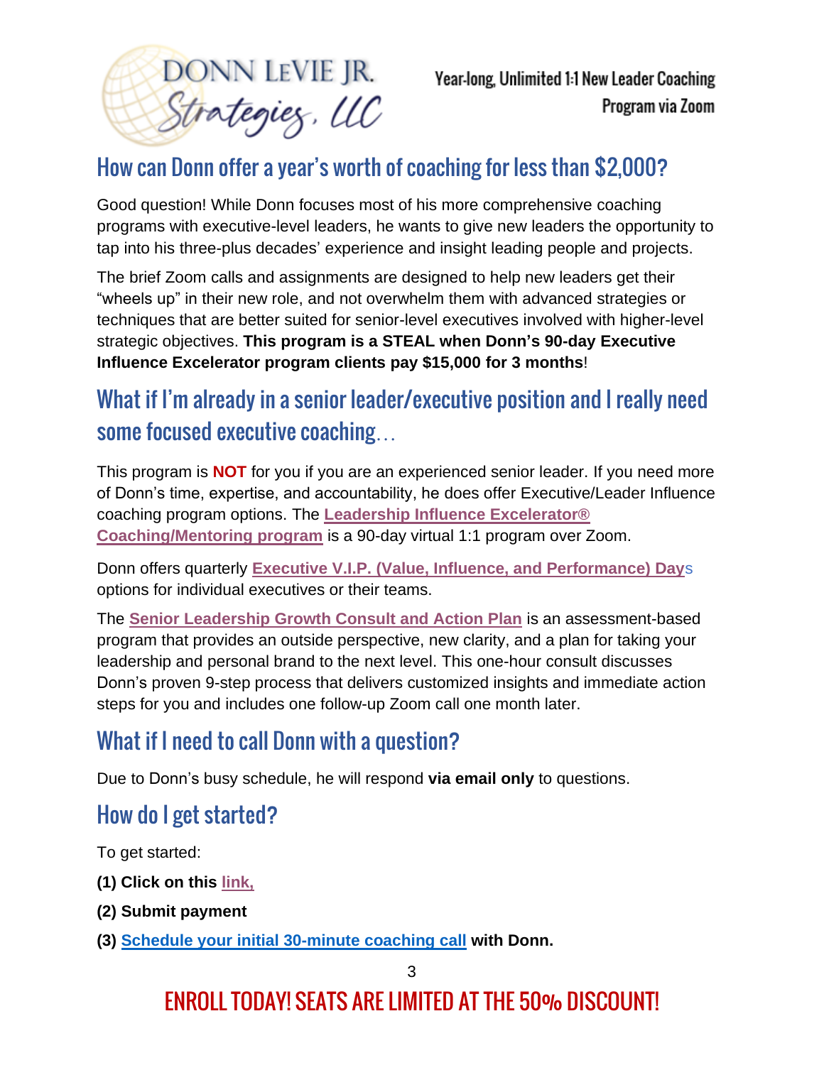## How can Donn offer a year's worth of coaching for less than $2,000?

Good question! While Donn focuses most of his more comprehensive coaching programs with executive-level leaders, he wants to give new leaders the opportunity to tap into his three-plus decades' experience and insight leading people and projects.

The brief Zoom calls and assignments are designed to help new leaders get their "wheels up" in their new role, and not overwhelm them with advanced strategies or techniques that are better suited for senior-level executives involved with higher-level strategic objectives. **This program is a STEAL when Donn's 90-day Executive Influence Excelerator program clients pay $15,000 for 3 months**!

## What if I'm already in a senior leader/executive position and I really need some focused executive coaching…

This program is **NOT** for you if you are an experienced senior leader. If you need more of Donn's time, expertise, and accountability, he does offer Executive/Leader Influence coaching program options. The **Leadership Influence Excelerator® Coaching/Mentoring program** is a 90-day virtual 1:1 program over Zoom.

Donn offers quarterly **Executive V.I.P. (Value, Influence, and Performance) Days** options for individual executives or their teams.

The **Senior Leadership Growth Consult and Action Plan** is an assessment-based program that provides an outside perspective, new clarity, and a plan for taking your leadership and personal brand to the next level. This one-hour consult discusses Donn's proven 9-step process that delivers customized insights and immediate action steps for you and includes one follow-up Zoom call one month later.

## What if I need to call Donn with a question?

Due to Donn's busy schedule, he will respond **via email only** to questions.

## How do I get started?

To get started:

**(1) Click on this link,**

**(2) Submit payment**

**(3) Schedule your initial 30-minute coaching call with Donn.**

ENROLL TODAY! SEATS ARE LIMITED AT THE 50% DISCOUNT!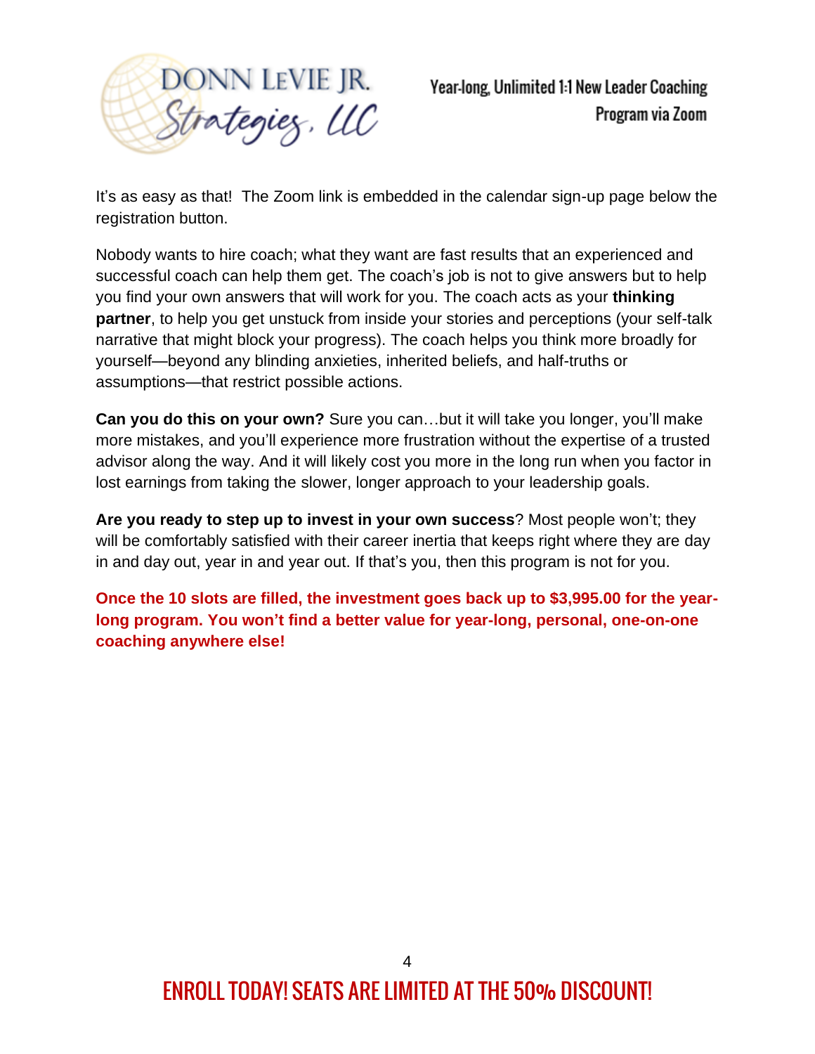It's as easy as that!  The Zoom link is embedded in the calendar sign-up page below the registration button.

Nobody wants to hire coach; what they want are fast results that an experienced and successful coach can help them get. The coach's job is not to give answers but to help you find your own answers that will work for you. The coach acts as your **thinking partner**, to help you get unstuck from inside your stories and perceptions (your self-talk narrative that might block your progress). The coach helps you think more broadly for yourself—beyond any blinding anxieties, inherited beliefs, and half-truths or assumptions—that restrict possible actions.

**Can you do this on your own?** Sure you can…but it will take you longer, you'll make more mistakes, and you'll experience more frustration without the expertise of a trusted advisor along the way. And it will likely cost you more in the long run when you factor in lost earnings from taking the slower, longer approach to your leadership goals.

**Are you ready to step up to invest in your own success**? Most people won't; they will be comfortably satisfied with their career inertia that keeps right where they are day in and day out, year in and year out. If that's you, then this program is not for you.

**Once the 10 slots are filled, the investment goes back up to $3,995.00 for the year-long program. You won't find a better value for year-long, personal, one-on-one coaching anywhere else!**